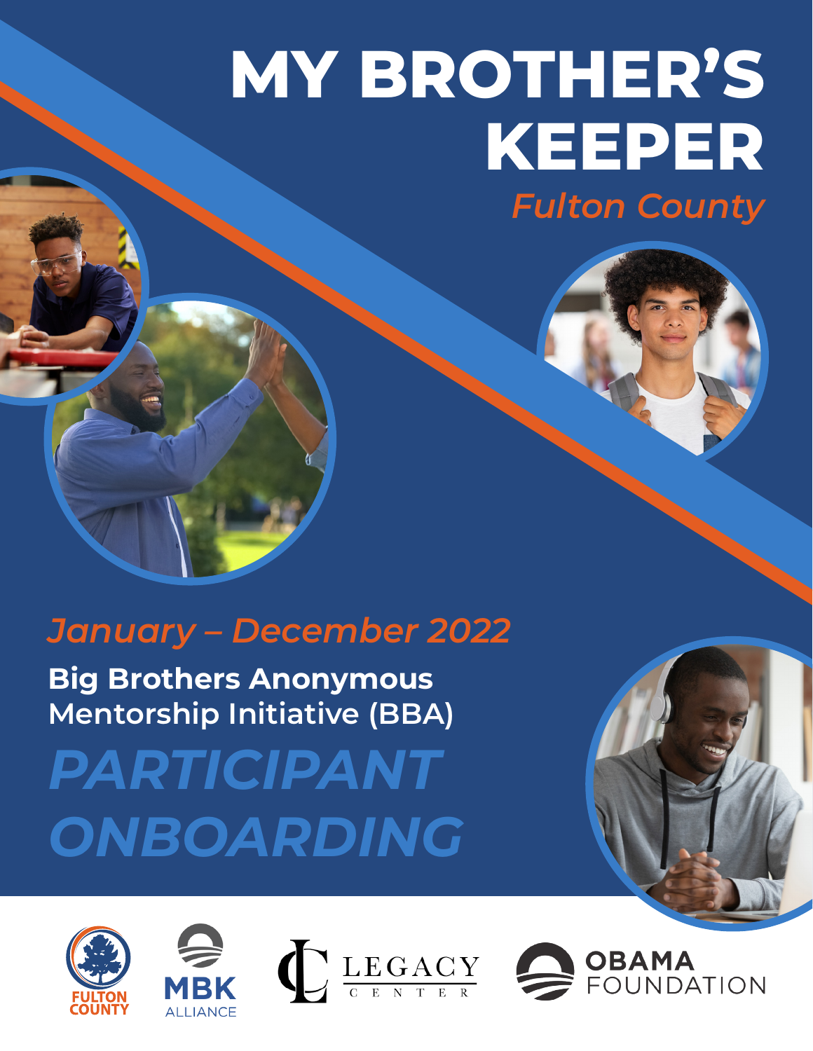# MY BROTHER'S KEEPER

*Fulton County*

*January – December 2022*

**Big Brothers Anonymous**
Mentorship Initiative (BBA)

## *PARTICIPANT ONBOARDING*

FULTON COUNTY

MBK ALLIANCE

LEGACY CENTER

OBAMA FOUNDATION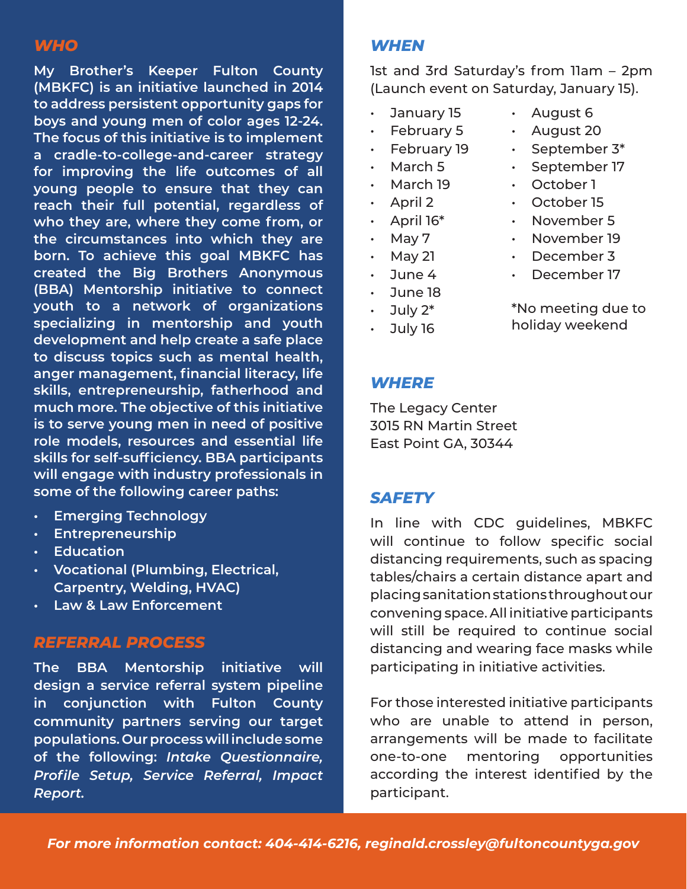## WHO

My Brother's Keeper Fulton County (MBKFC) is an initiative launched in 2014 to address persistent opportunity gaps for boys and young men of color ages 12-24. The focus of this initiative is to implement a cradle-to-college-and-career strategy for improving the life outcomes of all young people to ensure that they can reach their full potential, regardless of who they are, where they come from, or the circumstances into which they are born. To achieve this goal MBKFC has created the Big Brothers Anonymous (BBA) Mentorship initiative to connect youth to a network of organizations specializing in mentorship and youth development and help create a safe place to discuss topics such as mental health, anger management, financial literacy, life skills, entrepreneurship, fatherhood and much more. The objective of this initiative is to serve young men in need of positive role models, resources and essential life skills for self-sufficiency. BBA participants will engage with industry professionals in some of the following career paths:

- Emerging Technology
- Entrepreneurship
- Education
- Vocational (Plumbing, Electrical, Carpentry, Welding, HVAC)
- Law & Law Enforcement

## REFERRAL PROCESS

The BBA Mentorship initiative will design a service referral system pipeline in conjunction with Fulton County community partners serving our target populations. Our process will include some of the following: *Intake Questionnaire, Profile Setup, Service Referral, Impact Report.*

## WHEN

1st and 3rd Saturday's from 11am – 2pm (Launch event on Saturday, January 15).

- January 15
- February 5
- February 19
- March 5
- March 19
- April 2
- April 16*
- May 7
- May 21
- June 4
- June 18
- July 2*
- July 16
- August 6
- August 20
- September 3*
- September 17
- October 1
- October 15
- November 5
- November 19
- December 3
- December 17

*No meeting due to holiday weekend

## WHERE

The Legacy Center
3015 RN Martin Street
East Point GA, 30344

## SAFETY

In line with CDC guidelines, MBKFC will continue to follow specific social distancing requirements, such as spacing tables/chairs a certain distance apart and placing sanitation stations throughout our convening space. All initiative participants will still be required to continue social distancing and wearing face masks while participating in initiative activities.

For those interested initiative participants who are unable to attend in person, arrangements will be made to facilitate one-to-one mentoring opportunities according the interest identified by the participant.

***For more information contact: 404-414-6216, reginald.crossley@fultoncountyga.gov***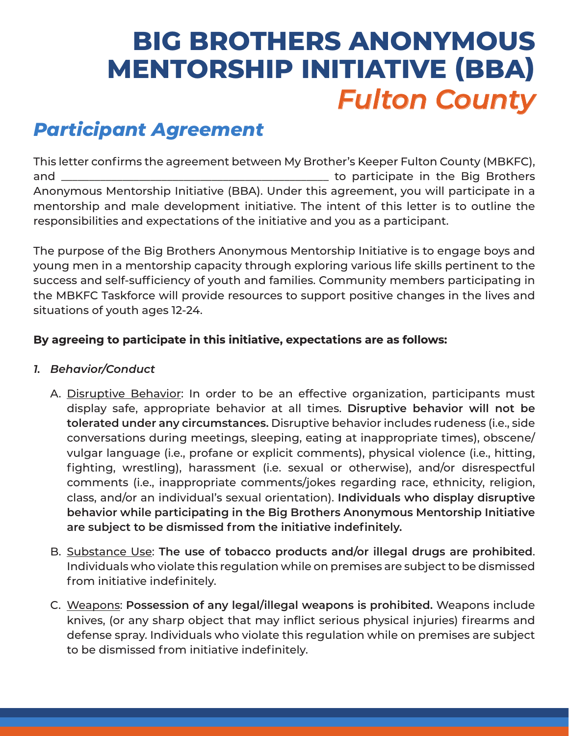# BIG BROTHERS ANONYMOUS MENTORSHIP INITIATIVE (BBA)
## *Fulton County*

## *Participant Agreement*

This letter confirms the agreement between My Brother's Keeper Fulton County (MBKFC), and ____________________________________________ to participate in the Big Brothers Anonymous Mentorship Initiative (BBA). Under this agreement, you will participate in a mentorship and male development initiative. The intent of this letter is to outline the responsibilities and expectations of the initiative and you as a participant.

The purpose of the Big Brothers Anonymous Mentorship Initiative is to engage boys and young men in a mentorship capacity through exploring various life skills pertinent to the success and self-sufficiency of youth and families. Community members participating in the MBKFC Taskforce will provide resources to support positive changes in the lives and situations of youth ages 12-24.

**By agreeing to participate in this initiative, expectations are as follows:**

1. *Behavior/Conduct*

   A. Disruptive Behavior: In order to be an effective organization, participants must display safe, appropriate behavior at all times. **Disruptive behavior will not be tolerated under any circumstances.** Disruptive behavior includes rudeness (i.e., side conversations during meetings, sleeping, eating at inappropriate times), obscene/vulgar language (i.e., profane or explicit comments), physical violence (i.e., hitting, fighting, wrestling), harassment (i.e. sexual or otherwise), and/or disrespectful comments (i.e., inappropriate comments/jokes regarding race, ethnicity, religion, class, and/or an individual's sexual orientation). **Individuals who display disruptive behavior while participating in the Big Brothers Anonymous Mentorship Initiative are subject to be dismissed from the initiative indefinitely.**

   B. Substance Use: **The use of tobacco products and/or illegal drugs are prohibited**. Individuals who violate this regulation while on premises are subject to be dismissed from initiative indefinitely.

   C. Weapons: **Possession of any legal/illegal weapons is prohibited.** Weapons include knives, (or any sharp object that may inflict serious physical injuries) firearms and defense spray. Individuals who violate this regulation while on premises are subject to be dismissed from initiative indefinitely.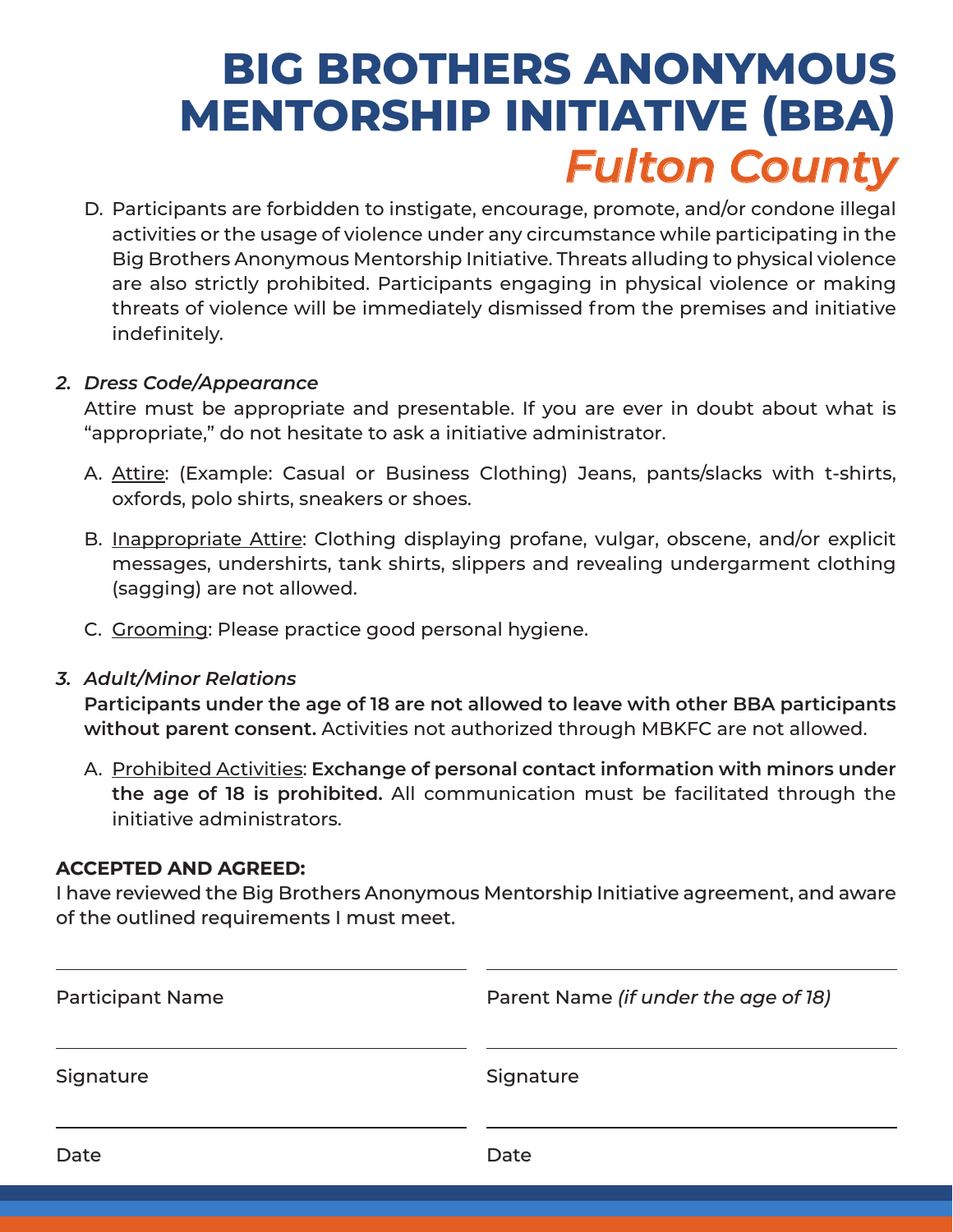# BIG BROTHERS ANONYMOUS MENTORSHIP INITIATIVE (BBA)

## *Fulton County*

D. Participants are forbidden to instigate, encourage, promote, and/or condone illegal activities or the usage of violence under any circumstance while participating in the Big Brothers Anonymous Mentorship Initiative. Threats alluding to physical violence are also strictly prohibited. Participants engaging in physical violence or making threats of violence will be immediately dismissed from the premises and initiative indefinitely.

2. *Dress Code/Appearance*

Attire must be appropriate and presentable. If you are ever in doubt about what is "appropriate," do not hesitate to ask a initiative administrator.

A. Attire: (Example: Casual or Business Clothing) Jeans, pants/slacks with t-shirts, oxfords, polo shirts, sneakers or shoes.

B. Inappropriate Attire: Clothing displaying profane, vulgar, obscene, and/or explicit messages, undershirts, tank shirts, slippers and revealing undergarment clothing (sagging) are not allowed.

C. Grooming: Please practice good personal hygiene.

3. *Adult/Minor Relations*

**Participants under the age of 18 are not allowed to leave with other BBA participants without parent consent.** Activities not authorized through MBKFC are not allowed.

A. Prohibited Activities: **Exchange of personal contact information with minors under the age of 18 is prohibited.** All communication must be facilitated through the initiative administrators.

**ACCEPTED AND AGREED:**

I have reviewed the Big Brothers Anonymous Mentorship Initiative agreement, and aware of the outlined requirements I must meet.

| | |
|---|---|
| Participant Name | Parent Name *(if under the age of 18)* |
| Signature | Signature |
| Date | Date |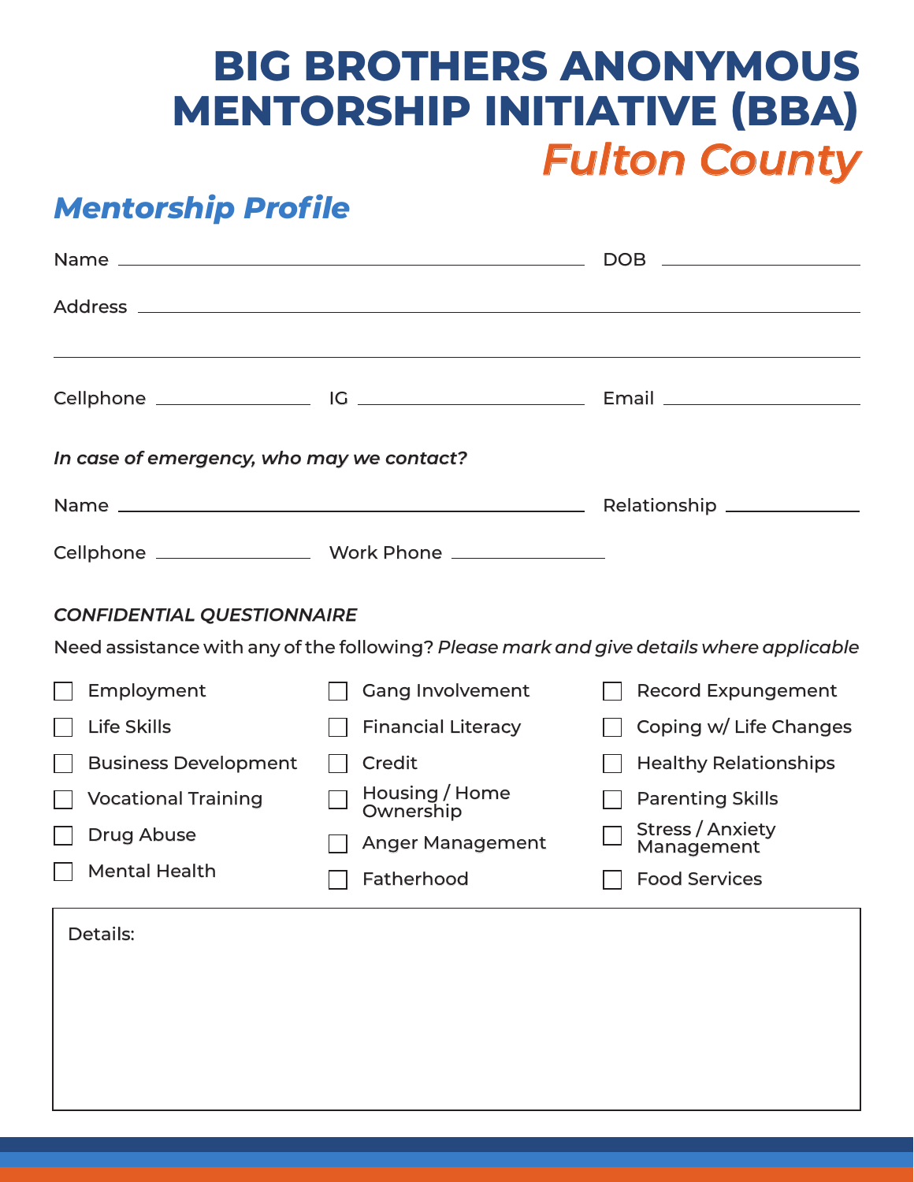# BIG BROTHERS ANONYMOUS MENTORSHIP INITIATIVE (BBA)

## *Fulton County*

## *Mentorship Profile*

Name ______________________________ DOB ______________

Address ______________________________________________

_____________________________________________________

Cellphone ______________ IG ______________ Email ______________

*In case of emergency, who may we contact?*

Name ______________________________ Relationship ______________

Cellphone ______________ Work Phone ______________

*CONFIDENTIAL QUESTIONNAIRE*

Need assistance with any of the following? *Please mark and give details where applicable*

- [ ] Employment
- [ ] Life Skills
- [ ] Business Development
- [ ] Vocational Training
- [ ] Drug Abuse
- [ ] Mental Health
- [ ] Gang Involvement
- [ ] Financial Literacy
- [ ] Credit
- [ ] Housing / Home Ownership
- [ ] Anger Management
- [ ] Fatherhood
- [ ] Record Expungement
- [ ] Coping w/ Life Changes
- [ ] Healthy Relationships
- [ ] Parenting Skills
- [ ] Stress / Anxiety Management
- [ ] Food Services

Details: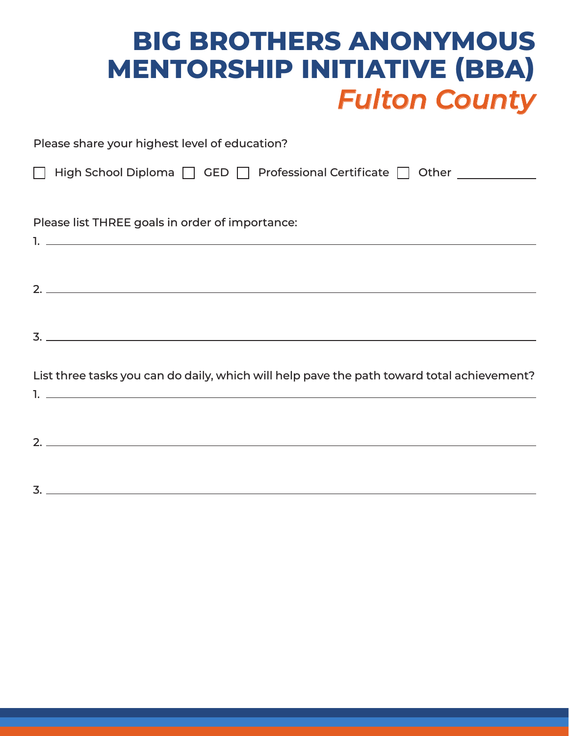# BIG BROTHERS ANONYMOUS MENTORSHIP INITIATIVE (BBA)

## *Fulton County*

Please share your highest level of education?

☐ High School Diploma ☐ GED ☐ Professional Certificate ☐ Other ______________

Please list THREE goals in order of importance:

1. ______________________________________________

2. ______________________________________________

3. ______________________________________________

List three tasks you can do daily, which will help pave the path toward total achievement?

1. ______________________________________________

2. ______________________________________________

3. ______________________________________________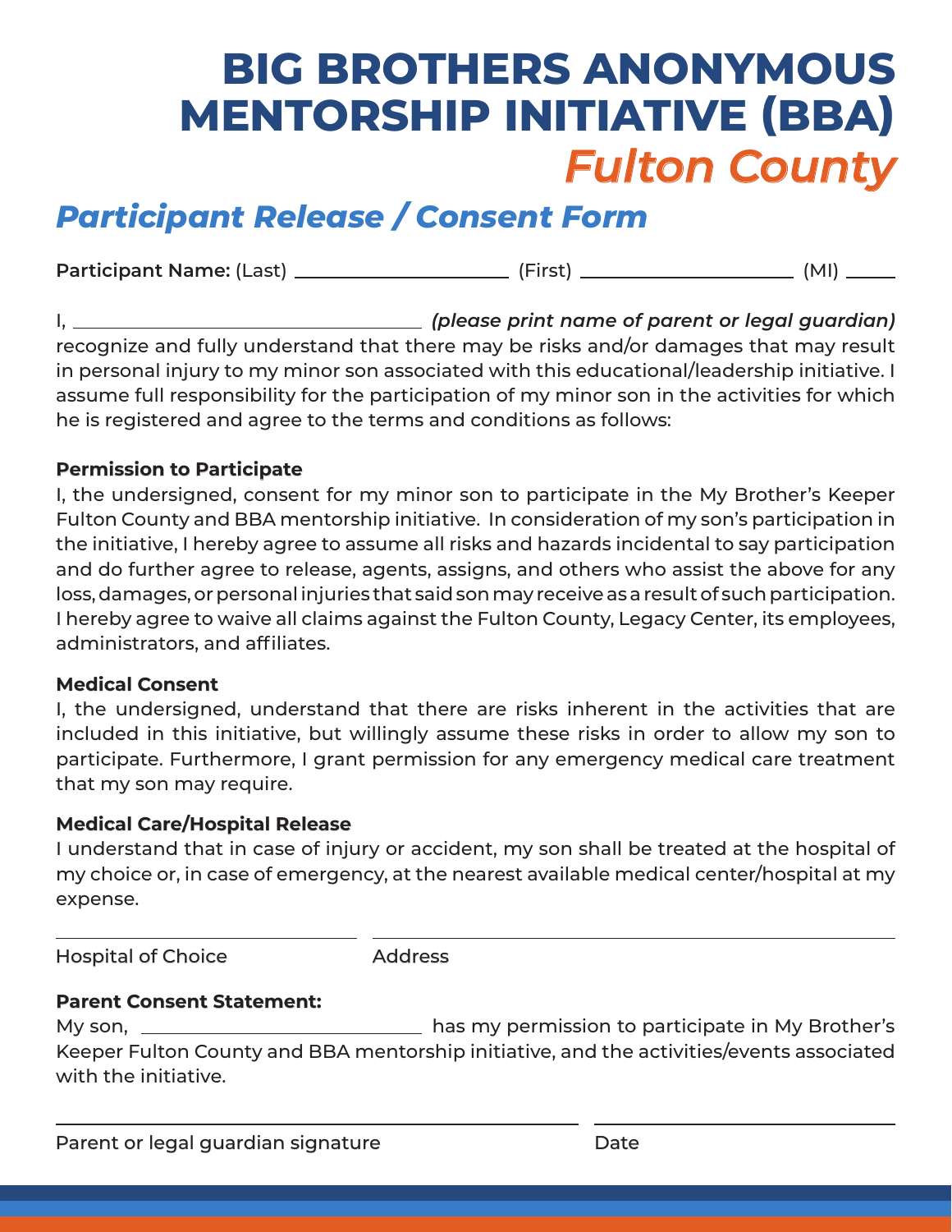# BIG BROTHERS ANONYMOUS MENTORSHIP INITIATIVE (BBA)

## *Fulton County*

## *Participant Release / Consent Form*

**Participant Name:** (Last) ______________________ (First) ______________________ (MI) _____

I, ____________________________________ ***(please print name of parent or legal guardian)*** recognize and fully understand that there may be risks and/or damages that may result in personal injury to my minor son associated with this educational/leadership initiative. I assume full responsibility for the participation of my minor son in the activities for which he is registered and agree to the terms and conditions as follows:

**Permission to Participate**

I, the undersigned, consent for my minor son to participate in the My Brother's Keeper Fulton County and BBA mentorship initiative. In consideration of my son's participation in the initiative, I hereby agree to assume all risks and hazards incidental to say participation and do further agree to release, agents, assigns, and others who assist the above for any loss, damages, or personal injuries that said son may receive as a result of such participation. I hereby agree to waive all claims against the Fulton County, Legacy Center, its employees, administrators, and affiliates.

**Medical Consent**

I, the undersigned, understand that there are risks inherent in the activities that are included in this initiative, but willingly assume these risks in order to allow my son to participate. Furthermore, I grant permission for any emergency medical care treatment that my son may require.

**Medical Care/Hospital Release**

I understand that in case of injury or accident, my son shall be treated at the hospital of my choice or, in case of emergency, at the nearest available medical center/hospital at my expense.

______________________ ______________________________________

Hospital of Choice Address

**Parent Consent Statement:**

My son, ____________________________ has my permission to participate in My Brother's Keeper Fulton County and BBA mentorship initiative, and the activities/events associated with the initiative.

______________________________________ ______________________

Parent or legal guardian signature Date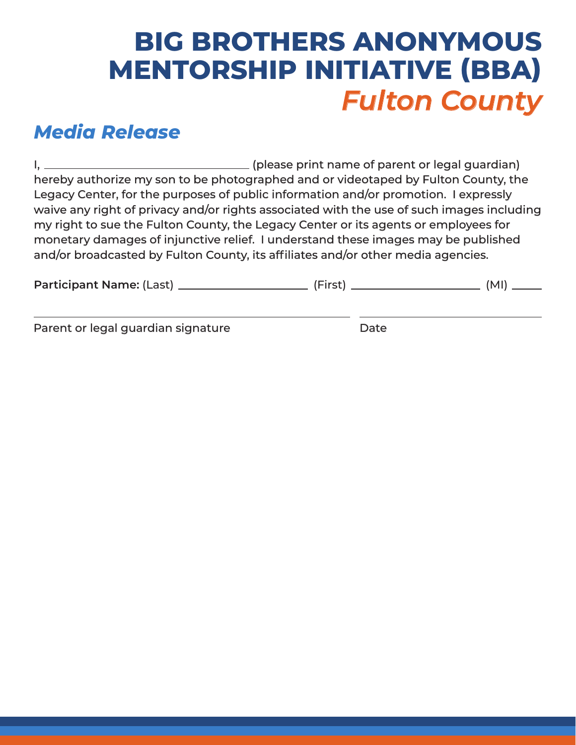# BIG BROTHERS ANONYMOUS MENTORSHIP INITIATIVE (BBA)

## *Fulton County*

## *Media Release*

I, \_\_\_\_\_\_\_\_\_\_\_\_\_\_\_\_\_\_\_\_\_\_\_\_\_\_\_\_\_\_\_\_\_\_ (please print name of parent or legal guardian) hereby authorize my son to be photographed and or videotaped by Fulton County, the Legacy Center, for the purposes of public information and/or promotion. I expressly waive any right of privacy and/or rights associated with the use of such images including my right to sue the Fulton County, the Legacy Center or its agents or employees for monetary damages of injunctive relief. I understand these images may be published and/or broadcasted by Fulton County, its affiliates and/or other media agencies.

**Participant Name:** (Last) \_\_\_\_\_\_\_\_\_\_\_\_\_\_\_\_\_\_\_\_ (First) \_\_\_\_\_\_\_\_\_\_\_\_\_\_\_\_\_\_\_\_ (MI) \_\_\_\_

\_\_\_\_\_\_\_\_\_\_\_\_\_\_\_\_\_\_\_\_\_\_\_\_\_\_\_\_\_\_\_\_\_\_\_\_\_\_\_\_\_\_ \_\_\_\_\_\_\_\_\_\_\_\_\_\_\_\_\_\_\_\_\_\_\_\_

Parent or legal guardian signature Date